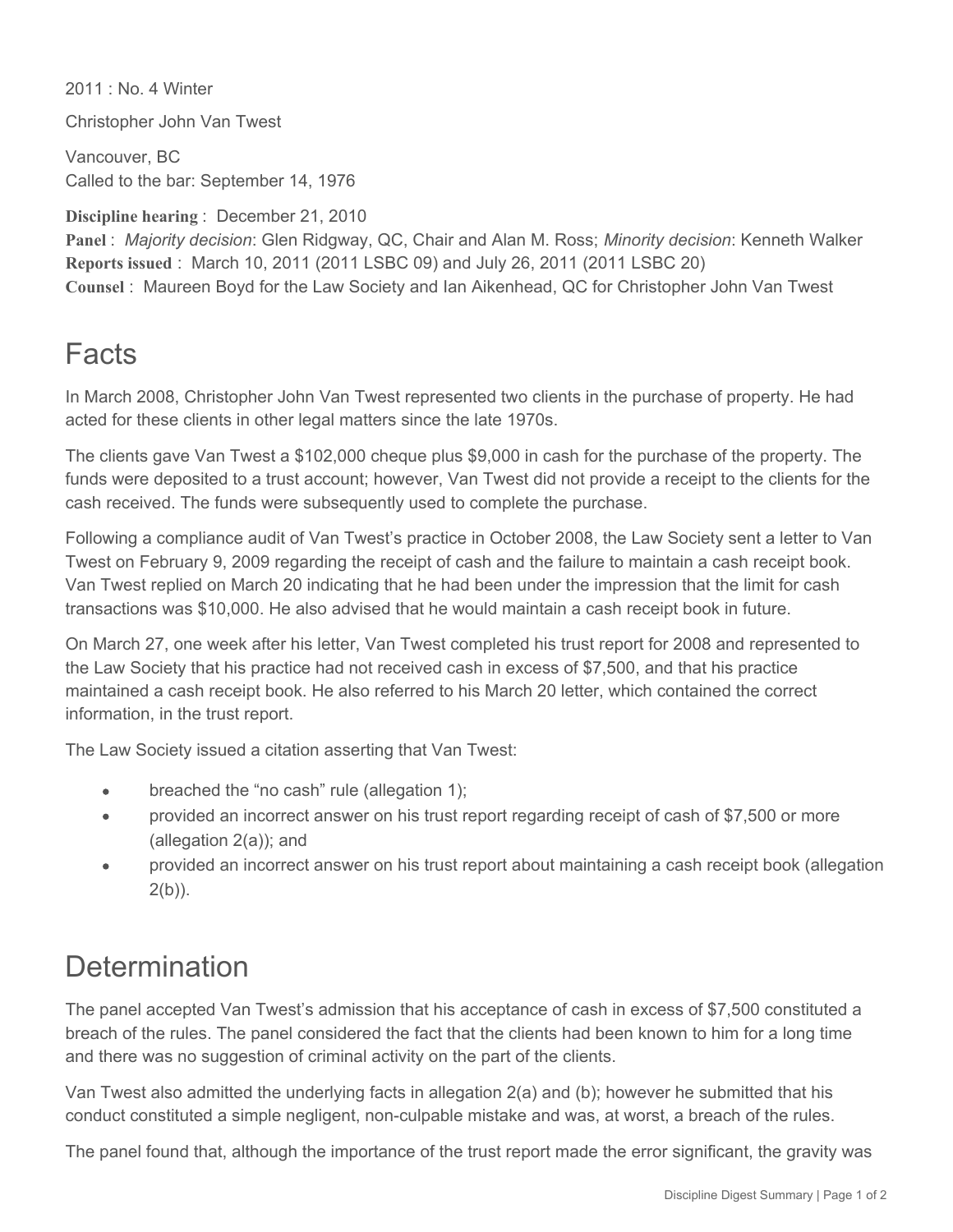2011 : No. 4 Winter

Christopher John Van Twest

Vancouver, BC
Called to the bar: September 14, 1976

**Discipline hearing** : December 21, 2010
**Panel** : *Majority decision*: Glen Ridgway, QC, Chair and Alan M. Ross; *Minority decision*: Kenneth Walker
**Reports issued** : March 10, 2011 (2011 LSBC 09) and July 26, 2011 (2011 LSBC 20)
**Counsel** : Maureen Boyd for the Law Society and Ian Aikenhead, QC for Christopher John Van Twest

# Facts

In March 2008, Christopher John Van Twest represented two clients in the purchase of property. He had acted for these clients in other legal matters since the late 1970s.

The clients gave Van Twest a $102,000 cheque plus $9,000 in cash for the purchase of the property. The funds were deposited to a trust account; however, Van Twest did not provide a receipt to the clients for the cash received. The funds were subsequently used to complete the purchase.

Following a compliance audit of Van Twest's practice in October 2008, the Law Society sent a letter to Van Twest on February 9, 2009 regarding the receipt of cash and the failure to maintain a cash receipt book. Van Twest replied on March 20 indicating that he had been under the impression that the limit for cash transactions was $10,000. He also advised that he would maintain a cash receipt book in future.

On March 27, one week after his letter, Van Twest completed his trust report for 2008 and represented to the Law Society that his practice had not received cash in excess of $7,500, and that his practice maintained a cash receipt book. He also referred to his March 20 letter, which contained the correct information, in the trust report.

The Law Society issued a citation asserting that Van Twest:

- breached the "no cash" rule (allegation 1);
- provided an incorrect answer on his trust report regarding receipt of cash of $7,500 or more (allegation 2(a)); and
- provided an incorrect answer on his trust report about maintaining a cash receipt book (allegation 2(b)).

# Determination

The panel accepted Van Twest's admission that his acceptance of cash in excess of $7,500 constituted a breach of the rules. The panel considered the fact that the clients had been known to him for a long time and there was no suggestion of criminal activity on the part of the clients.

Van Twest also admitted the underlying facts in allegation 2(a) and (b); however he submitted that his conduct constituted a simple negligent, non-culpable mistake and was, at worst, a breach of the rules.

The panel found that, although the importance of the trust report made the error significant, the gravity was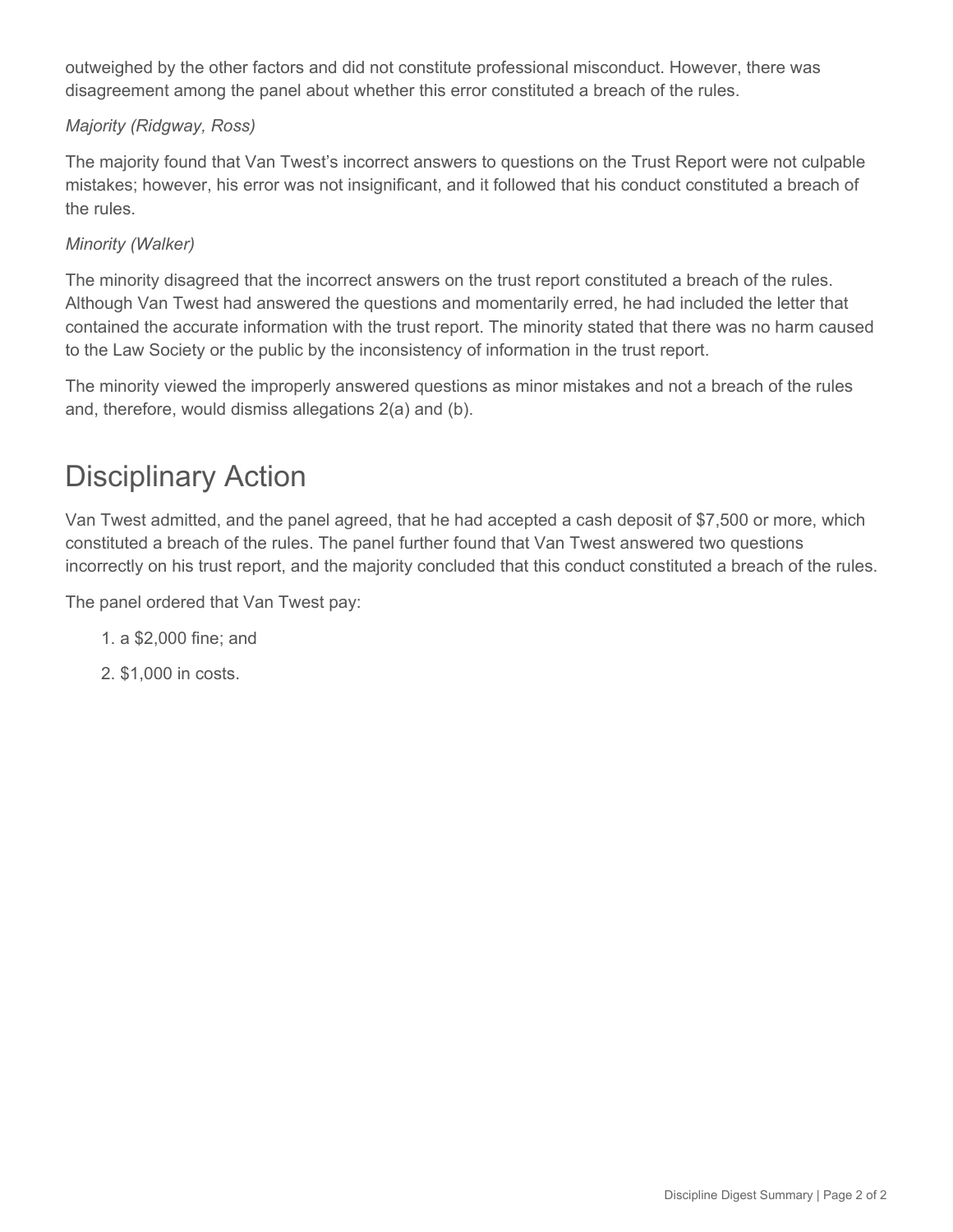outweighed by the other factors and did not constitute professional misconduct. However, there was disagreement among the panel about whether this error constituted a breach of the rules.

*Majority (Ridgway, Ross)*

The majority found that Van Twest's incorrect answers to questions on the Trust Report were not culpable mistakes; however, his error was not insignificant, and it followed that his conduct constituted a breach of the rules.

*Minority (Walker)*

The minority disagreed that the incorrect answers on the trust report constituted a breach of the rules. Although Van Twest had answered the questions and momentarily erred, he had included the letter that contained the accurate information with the trust report. The minority stated that there was no harm caused to the Law Society or the public by the inconsistency of information in the trust report.

The minority viewed the improperly answered questions as minor mistakes and not a breach of the rules and, therefore, would dismiss allegations 2(a) and (b).

# Disciplinary Action

Van Twest admitted, and the panel agreed, that he had accepted a cash deposit of $7,500 or more, which constituted a breach of the rules. The panel further found that Van Twest answered two questions incorrectly on his trust report, and the majority concluded that this conduct constituted a breach of the rules.

The panel ordered that Van Twest pay:

1. a $2,000 fine; and
2. $1,000 in costs.